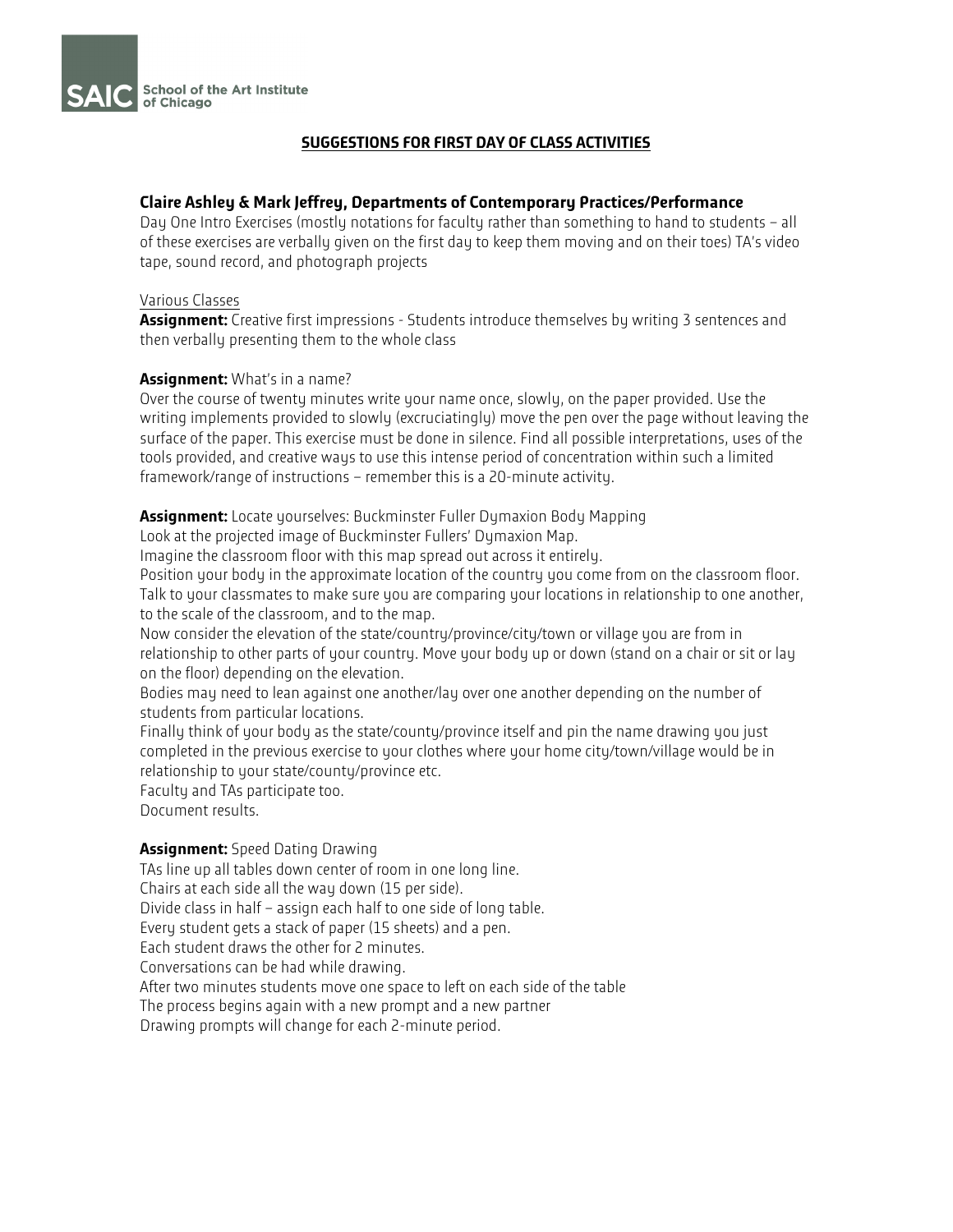SAIC School of the Art Institute of Chicago

# SUGGESTIONS FOR FIRST DAY OF CLASS ACTIVITIES

## Claire Ashley & Mark Jeffrey, Departments of Contemporary Practices/Performance

Day One Intro Exercises (mostly notations for faculty rather than something to hand to students – all of these exercises are verbally given on the first day to keep them moving and on their toes) TA's video tape, sound record, and photograph projects

Various Classes

**Assignment:** Creative first impressions - Students introduce themselves by writing 3 sentences and then verbally presenting them to the whole class

**Assignment:** What's in a name?
Over the course of twenty minutes write your name once, slowly, on the paper provided. Use the writing implements provided to slowly (excruciatingly) move the pen over the page without leaving the surface of the paper. This exercise must be done in silence. Find all possible interpretations, uses of the tools provided, and creative ways to use this intense period of concentration within such a limited framework/range of instructions – remember this is a 20-minute activity.

**Assignment:** Locate yourselves: Buckminster Fuller Dymaxion Body Mapping
Look at the projected image of Buckminster Fullers' Dymaxion Map.
Imagine the classroom floor with this map spread out across it entirely.
Position your body in the approximate location of the country you come from on the classroom floor. Talk to your classmates to make sure you are comparing your locations in relationship to one another, to the scale of the classroom, and to the map.
Now consider the elevation of the state/country/province/city/town or village you are from in relationship to other parts of your country. Move your body up or down (stand on a chair or sit or lay on the floor) depending on the elevation.
Bodies may need to lean against one another/lay over one another depending on the number of students from particular locations.
Finally think of your body as the state/county/province itself and pin the name drawing you just completed in the previous exercise to your clothes where your home city/town/village would be in relationship to your state/county/province etc.
Faculty and TAs participate too.
Document results.

**Assignment:** Speed Dating Drawing
TAs line up all tables down center of room in one long line.
Chairs at each side all the way down (15 per side).
Divide class in half – assign each half to one side of long table.
Every student gets a stack of paper (15 sheets) and a pen.
Each student draws the other for 2 minutes.
Conversations can be had while drawing.
After two minutes students move one space to left on each side of the table
The process begins again with a new prompt and a new partner
Drawing prompts will change for each 2-minute period.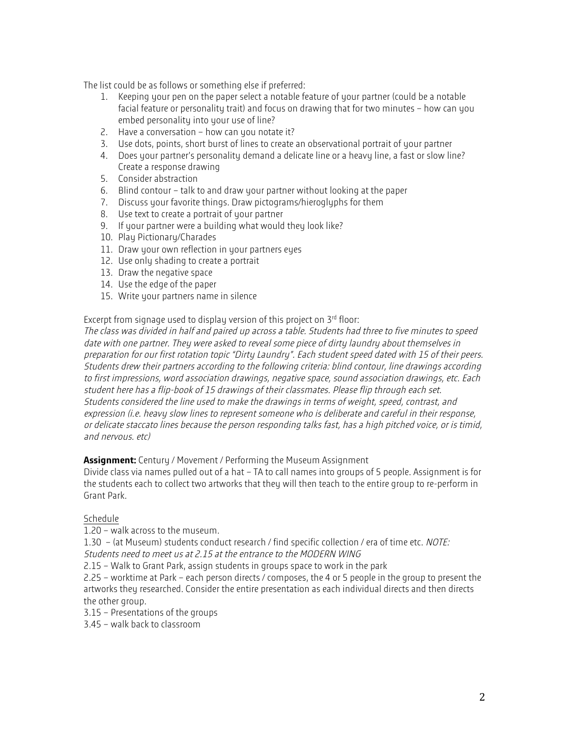The list could be as follows or something else if preferred:

1. Keeping your pen on the paper select a notable feature of your partner (could be a notable facial feature or personality trait) and focus on drawing that for two minutes – how can you embed personality into your use of line?
2. Have a conversation – how can you notate it?
3. Use dots, points, short burst of lines to create an observational portrait of your partner
4. Does your partner's personality demand a delicate line or a heavy line, a fast or slow line? Create a response drawing
5. Consider abstraction
6. Blind contour – talk to and draw your partner without looking at the paper
7. Discuss your favorite things. Draw pictograms/hieroglyphs for them
8. Use text to create a portrait of your partner
9. If your partner were a building what would they look like?
10. Play Pictionary/Charades
11. Draw your own reflection in your partners eyes
12. Use only shading to create a portrait
13. Draw the negative space
14. Use the edge of the paper
15. Write your partners name in silence

Excerpt from signage used to display version of this project on 3rd floor:

*The class was divided in half and paired up across a table. Students had three to five minutes to speed date with one partner. They were asked to reveal some piece of dirty laundry about themselves in preparation for our first rotation topic "Dirty Laundry". Each student speed dated with 15 of their peers. Students drew their partners according to the following criteria: blind contour, line drawings according to first impressions, word association drawings, negative space, sound association drawings, etc. Each student here has a flip-book of 15 drawings of their classmates. Please flip through each set. Students considered the line used to make the drawings in terms of weight, speed, contrast, and expression (i.e. heavy slow lines to represent someone who is deliberate and careful in their response, or delicate staccato lines because the person responding talks fast, has a high pitched voice, or is timid, and nervous. etc)*

**Assignment:** Century / Movement / Performing the Museum Assignment

Divide class via names pulled out of a hat – TA to call names into groups of 5 people. Assignment is for the students each to collect two artworks that they will then teach to the entire group to re-perform in Grant Park.

Schedule

1.20 – walk across to the museum.

1.30 – (at Museum) students conduct research / find specific collection / era of time etc. *NOTE: Students need to meet us at 2.15 at the entrance to the MODERN WING*

2.15 – Walk to Grant Park, assign students in groups space to work in the park

2.25 – worktime at Park – each person directs / composes, the 4 or 5 people in the group to present the artworks they researched. Consider the entire presentation as each individual directs and then directs the other group.

3.15 – Presentations of the groups

3.45 – walk back to classroom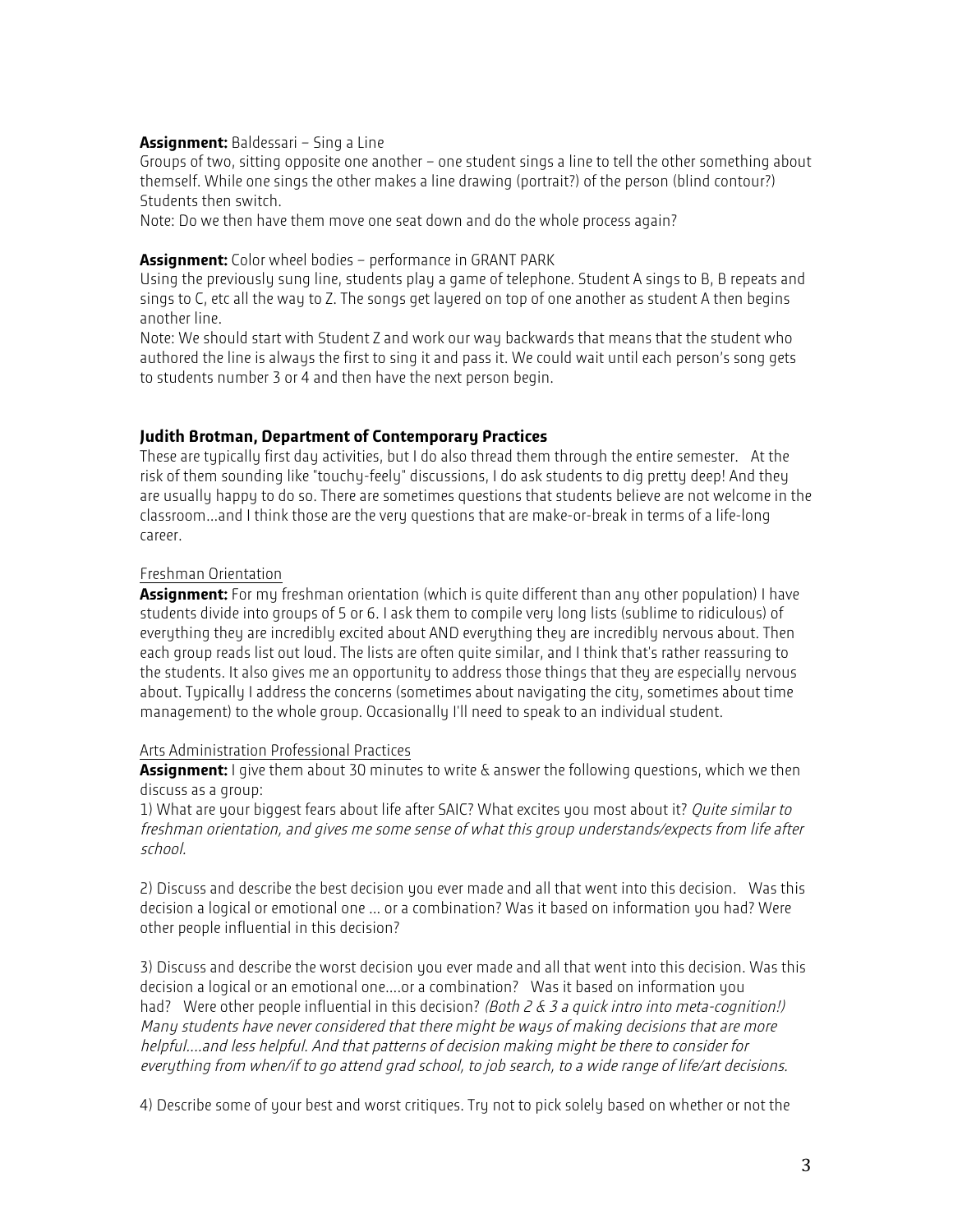**Assignment:** Baldessari – Sing a Line

Groups of two, sitting opposite one another – one student sings a line to tell the other something about themself. While one sings the other makes a line drawing (portrait?) of the person (blind contour?) Students then switch.

Note: Do we then have them move one seat down and do the whole process again?

**Assignment:** Color wheel bodies – performance in GRANT PARK

Using the previously sung line, students play a game of telephone. Student A sings to B, B repeats and sings to C, etc all the way to Z. The songs get layered on top of one another as student A then begins another line.

Note: We should start with Student Z and work our way backwards that means that the student who authored the line is always the first to sing it and pass it. We could wait until each person's song gets to students number 3 or 4 and then have the next person begin.

## Judith Brotman, Department of Contemporary Practices

These are typically first day activities, but I do also thread them through the entire semester. At the risk of them sounding like "touchy-feely" discussions, I do ask students to dig pretty deep! And they are usually happy to do so. There are sometimes questions that students believe are not welcome in the classroom...and I think those are the very questions that are make-or-break in terms of a life-long career.

<u>Freshman Orientation</u>

**Assignment:** For my freshman orientation (which is quite different than any other population) I have students divide into groups of 5 or 6. I ask them to compile very long lists (sublime to ridiculous) of everything they are incredibly excited about AND everything they are incredibly nervous about. Then each group reads list out loud. The lists are often quite similar, and I think that's rather reassuring to the students. It also gives me an opportunity to address those things that they are especially nervous about. Typically I address the concerns (sometimes about navigating the city, sometimes about time management) to the whole group. Occasionally I'll need to speak to an individual student.

<u>Arts Administration Professional Practices</u>

**Assignment:** I give them about 30 minutes to write & answer the following questions, which we then discuss as a group:

1) What are your biggest fears about life after SAIC? What excites you most about it? *Quite similar to freshman orientation, and gives me some sense of what this group understands/expects from life after school.*

2) Discuss and describe the best decision you ever made and all that went into this decision. Was this decision a logical or emotional one ... or a combination? Was it based on information you had? Were other people influential in this decision?

3) Discuss and describe the worst decision you ever made and all that went into this decision. Was this decision a logical or an emotional one....or a combination? Was it based on information you had? Were other people influential in this decision? *(Both 2 & 3 a quick intro into meta-cognition!) Many students have never considered that there might be ways of making decisions that are more helpful....and less helpful. And that patterns of decision making might be there to consider for everything from when/if to go attend grad school, to job search, to a wide range of life/art decisions.*

4) Describe some of your best and worst critiques. Try not to pick solely based on whether or not the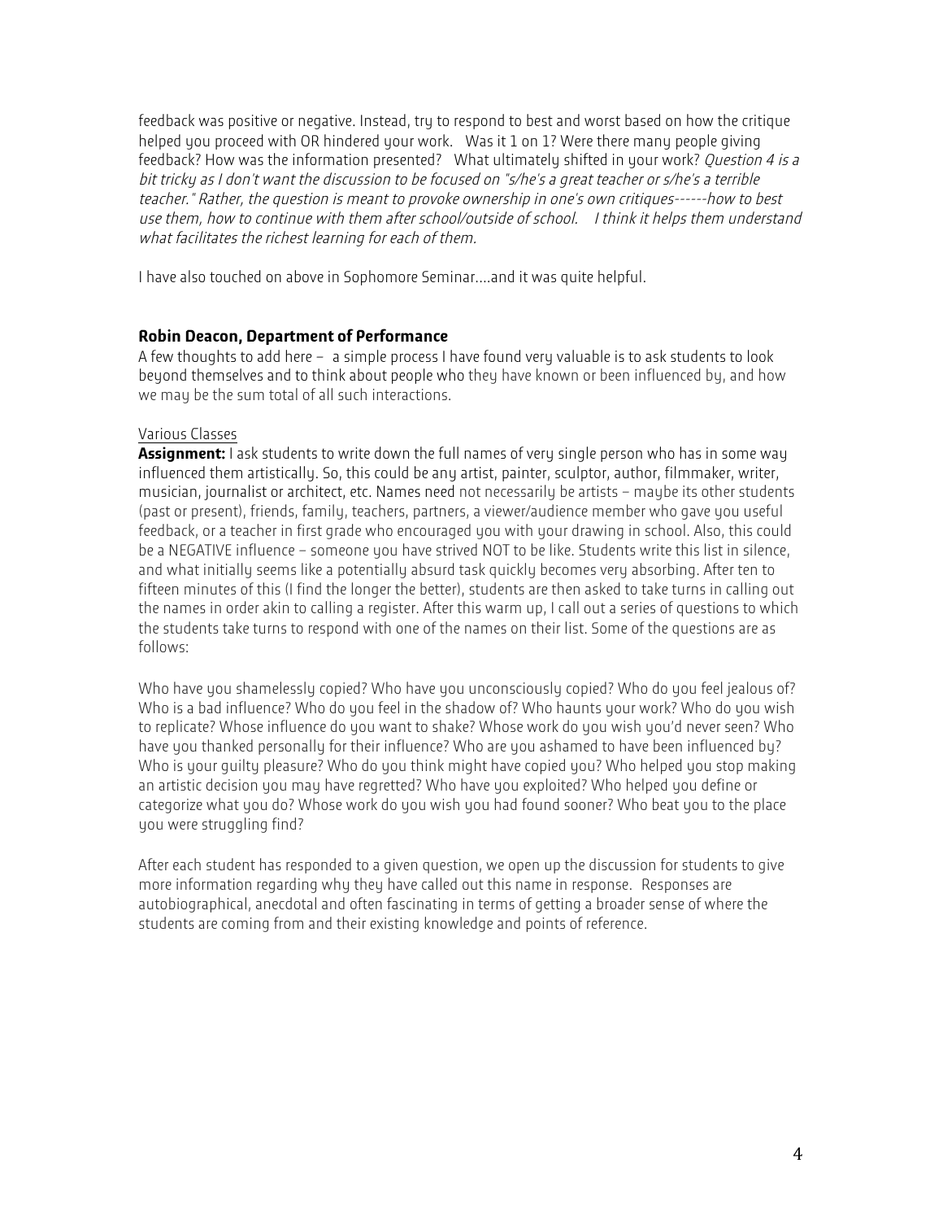feedback was positive or negative. Instead, try to respond to best and worst based on how the critique helped you proceed with OR hindered your work. Was it 1 on 1? Were there many people giving feedback? How was the information presented? What ultimately shifted in your work? *Question 4 is a bit tricky as I don't want the discussion to be focused on "s/he's a great teacher or s/he's a terrible teacher." Rather, the question is meant to provoke ownership in one's own critiques------how to best use them, how to continue with them after school/outside of school. I think it helps them understand what facilitates the richest learning for each of them.*

I have also touched on above in Sophomore Seminar….and it was quite helpful.

**Robin Deacon, Department of Performance**

A few thoughts to add here – a simple process I have found very valuable is to ask students to look beyond themselves and to think about people who they have known or been influenced by, and how we may be the sum total of all such interactions.

<u>Various Classes</u>

**Assignment:** I ask students to write down the full names of very single person who has in some way influenced them artistically. So, this could be any artist, painter, sculptor, author, filmmaker, writer, musician, journalist or architect, etc. Names need not necessarily be artists – maybe its other students (past or present), friends, family, teachers, partners, a viewer/audience member who gave you useful feedback, or a teacher in first grade who encouraged you with your drawing in school. Also, this could be a NEGATIVE influence – someone you have strived NOT to be like. Students write this list in silence, and what initially seems like a potentially absurd task quickly becomes very absorbing. After ten to fifteen minutes of this (I find the longer the better), students are then asked to take turns in calling out the names in order akin to calling a register. After this warm up, I call out a series of questions to which the students take turns to respond with one of the names on their list. Some of the questions are as follows:

Who have you shamelessly copied? Who have you unconsciously copied? Who do you feel jealous of? Who is a bad influence? Who do you feel in the shadow of? Who haunts your work? Who do you wish to replicate? Whose influence do you want to shake? Whose work do you wish you'd never seen? Who have you thanked personally for their influence? Who are you ashamed to have been influenced by? Who is your guilty pleasure? Who do you think might have copied you? Who helped you stop making an artistic decision you may have regretted? Who have you exploited? Who helped you define or categorize what you do? Whose work do you wish you had found sooner? Who beat you to the place you were struggling find?

After each student has responded to a given question, we open up the discussion for students to give more information regarding why they have called out this name in response. Responses are autobiographical, anecdotal and often fascinating in terms of getting a broader sense of where the students are coming from and their existing knowledge and points of reference.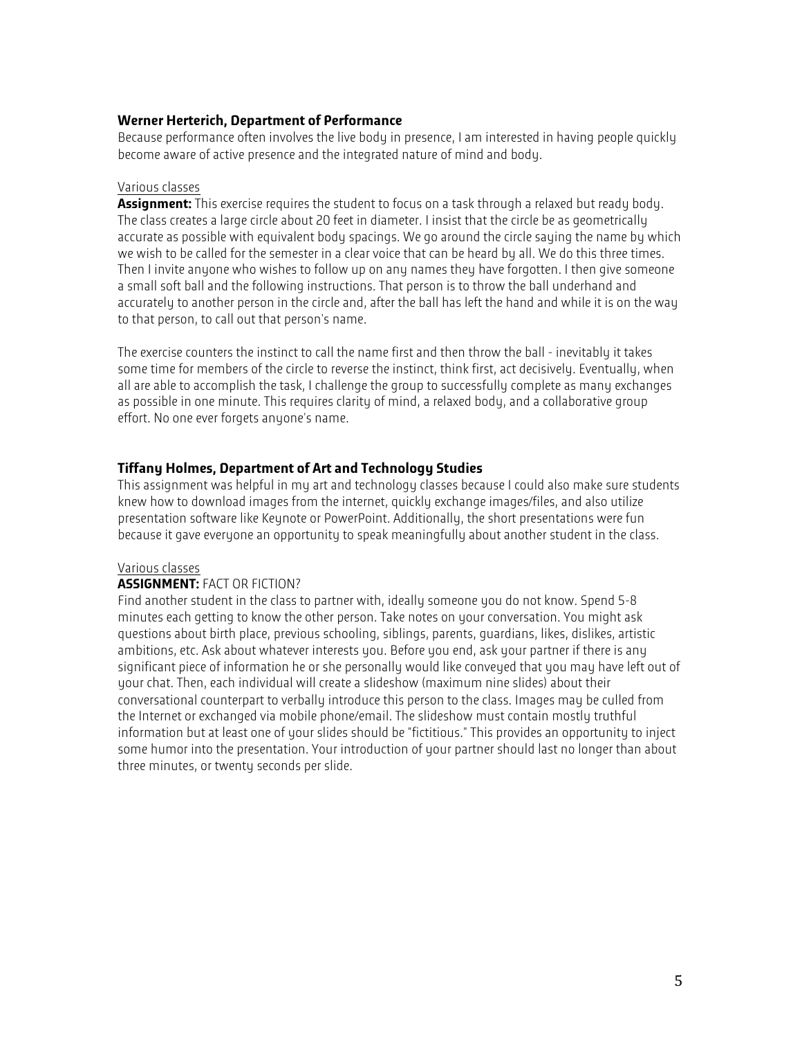**Werner Herterich, Department of Performance**

Because performance often involves the live body in presence, I am interested in having people quickly become aware of active presence and the integrated nature of mind and body.

Various classes

**Assignment:** This exercise requires the student to focus on a task through a relaxed but ready body. The class creates a large circle about 20 feet in diameter. I insist that the circle be as geometrically accurate as possible with equivalent body spacings. We go around the circle saying the name by which we wish to be called for the semester in a clear voice that can be heard by all. We do this three times. Then I invite anyone who wishes to follow up on any names they have forgotten. I then give someone a small soft ball and the following instructions. That person is to throw the ball underhand and accurately to another person in the circle and, after the ball has left the hand and while it is on the way to that person, to call out that person's name.

The exercise counters the instinct to call the name first and then throw the ball - inevitably it takes some time for members of the circle to reverse the instinct, think first, act decisively. Eventually, when all are able to accomplish the task, I challenge the group to successfully complete as many exchanges as possible in one minute. This requires clarity of mind, a relaxed body, and a collaborative group effort. No one ever forgets anyone's name.

**Tiffany Holmes, Department of Art and Technology Studies**

This assignment was helpful in my art and technology classes because I could also make sure students knew how to download images from the internet, quickly exchange images/files, and also utilize presentation software like Keynote or PowerPoint. Additionally, the short presentations were fun because it gave everyone an opportunity to speak meaningfully about another student in the class.

Various classes

**ASSIGNMENT:** FACT OR FICTION?

Find another student in the class to partner with, ideally someone you do not know. Spend 5-8 minutes each getting to know the other person. Take notes on your conversation. You might ask questions about birth place, previous schooling, siblings, parents, guardians, likes, dislikes, artistic ambitions, etc. Ask about whatever interests you. Before you end, ask your partner if there is any significant piece of information he or she personally would like conveyed that you may have left out of your chat. Then, each individual will create a slideshow (maximum nine slides) about their conversational counterpart to verbally introduce this person to the class. Images may be culled from the Internet or exchanged via mobile phone/email. The slideshow must contain mostly truthful information but at least one of your slides should be "fictitious." This provides an opportunity to inject some humor into the presentation. Your introduction of your partner should last no longer than about three minutes, or twenty seconds per slide.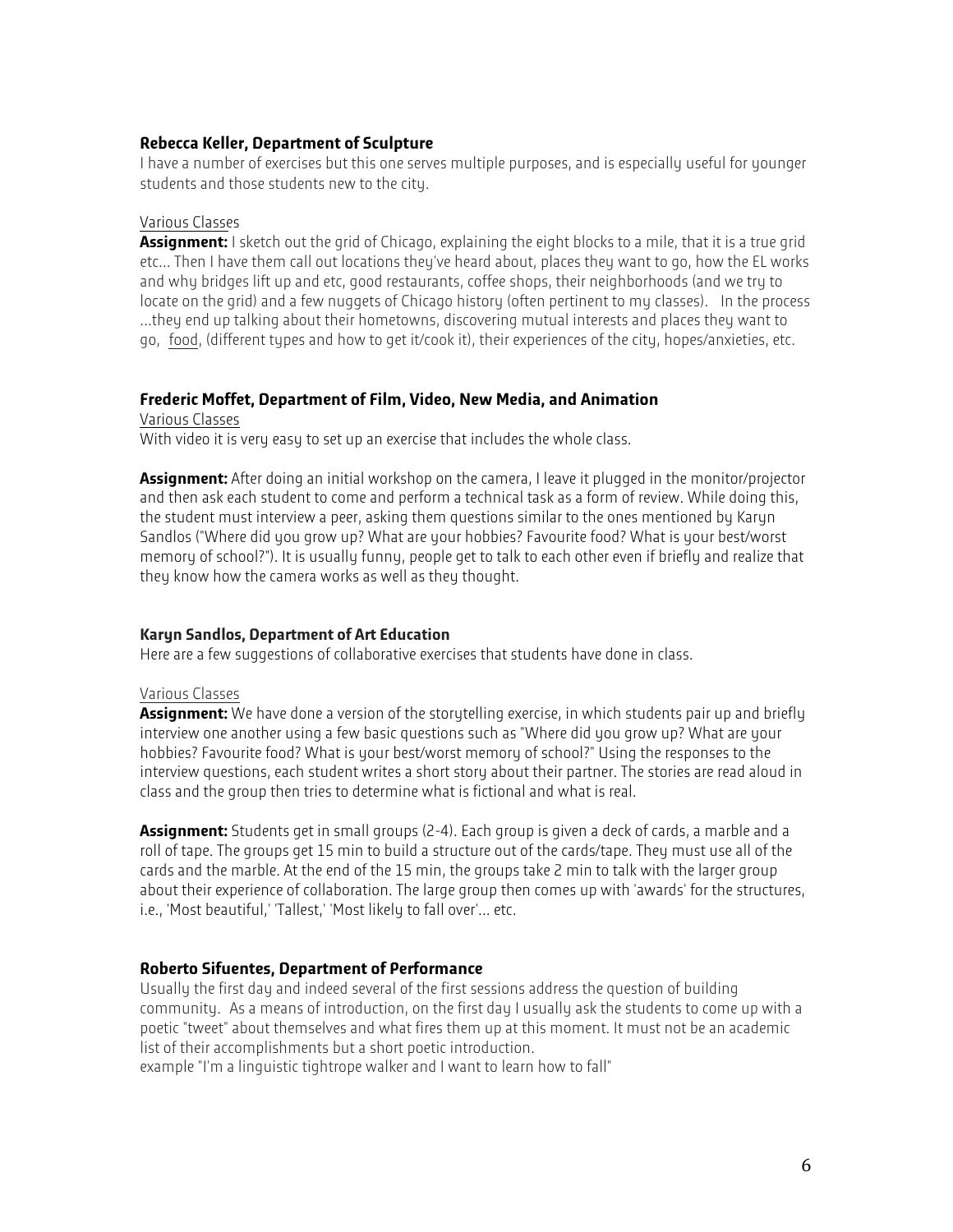### Rebecca Keller, Department of Sculpture

I have a number of exercises but this one serves multiple purposes, and is especially useful for younger students and those students new to the city.

Various Classes

**Assignment:** I sketch out the grid of Chicago, explaining the eight blocks to a mile, that it is a true grid etc… Then I have them call out locations they've heard about, places they want to go, how the EL works and why bridges lift up and etc, good restaurants, coffee shops, their neighborhoods (and we try to locate on the grid) and a few nuggets of Chicago history (often pertinent to my classes). In the process …they end up talking about their hometowns, discovering mutual interests and places they want to go, food, (different types and how to get it/cook it), their experiences of the city, hopes/anxieties, etc.

### Frederic Moffet, Department of Film, Video, New Media, and Animation

Various Classes

With video it is very easy to set up an exercise that includes the whole class.

**Assignment:** After doing an initial workshop on the camera, I leave it plugged in the monitor/projector and then ask each student to come and perform a technical task as a form of review. While doing this, the student must interview a peer, asking them questions similar to the ones mentioned by Karyn Sandlos ("Where did you grow up? What are your hobbies? Favourite food? What is your best/worst memory of school?"). It is usually funny, people get to talk to each other even if briefly and realize that they know how the camera works as well as they thought.

### Karyn Sandlos, Department of Art Education

Here are a few suggestions of collaborative exercises that students have done in class.

Various Classes

**Assignment:** We have done a version of the storytelling exercise, in which students pair up and briefly interview one another using a few basic questions such as "Where did you grow up? What are your hobbies? Favourite food? What is your best/worst memory of school?" Using the responses to the interview questions, each student writes a short story about their partner. The stories are read aloud in class and the group then tries to determine what is fictional and what is real.

**Assignment:** Students get in small groups (2-4). Each group is given a deck of cards, a marble and a roll of tape. The groups get 15 min to build a structure out of the cards/tape. They must use all of the cards and the marble. At the end of the 15 min, the groups take 2 min to talk with the larger group about their experience of collaboration. The large group then comes up with 'awards' for the structures, i.e., 'Most beautiful,' 'Tallest,' 'Most likely to fall over'… etc.

### Roberto Sifuentes, Department of Performance

Usually the first day and indeed several of the first sessions address the question of building community. As a means of introduction, on the first day I usually ask the students to come up with a poetic "tweet" about themselves and what fires them up at this moment. It must not be an academic list of their accomplishments but a short poetic introduction.

example "I'm a linguistic tightrope walker and I want to learn how to fall"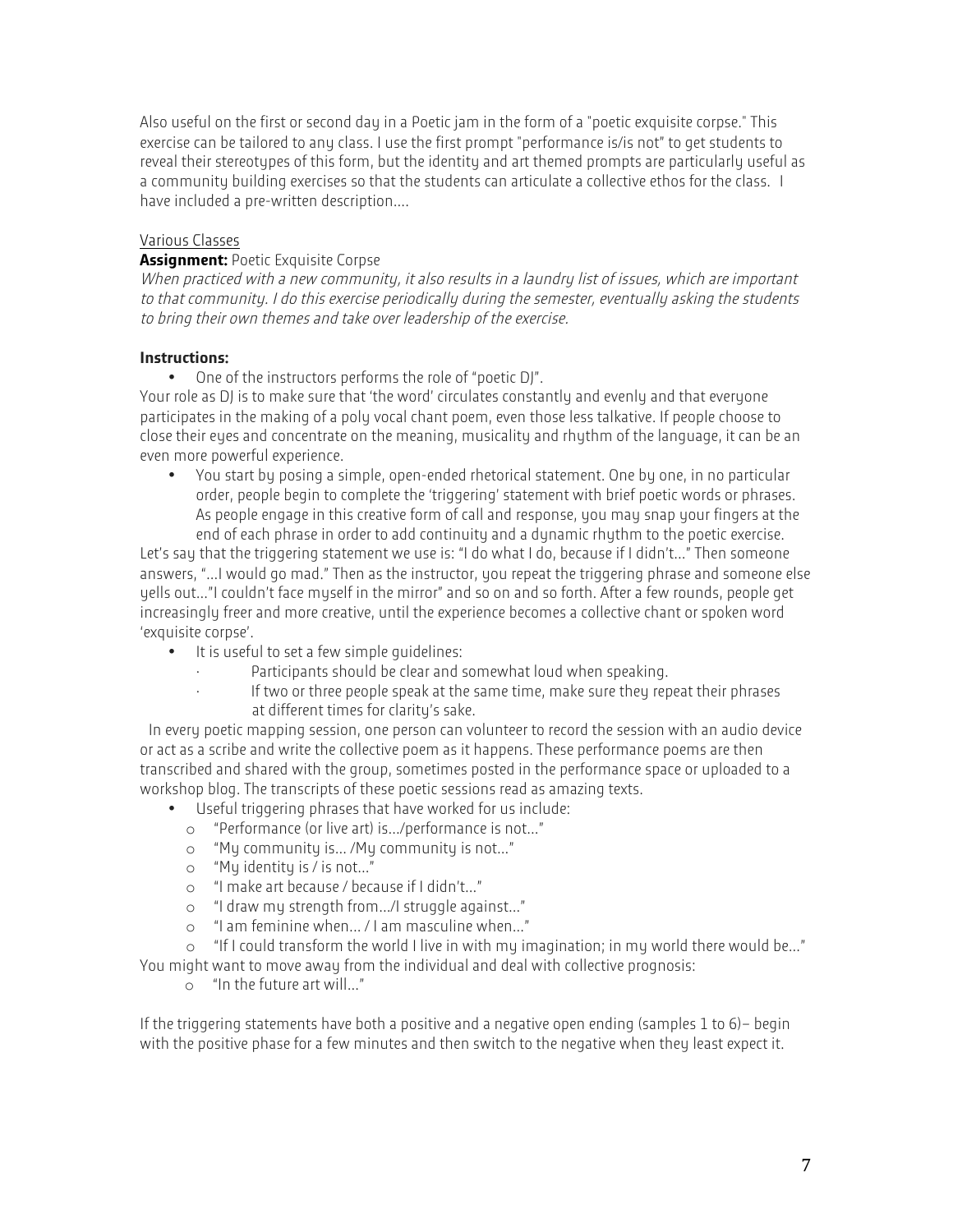Also useful on the first or second day in a Poetic jam in the form of a "poetic exquisite corpse." This exercise can be tailored to any class. I use the first prompt "performance is/is not" to get students to reveal their stereotypes of this form, but the identity and art themed prompts are particularly useful as a community building exercises so that the students can articulate a collective ethos for the class. I have included a pre-written description….

<u>Various Classes</u>

**Assignment:** Poetic Exquisite Corpse

*When practiced with a new community, it also results in a laundry list of issues, which are important to that community. I do this exercise periodically during the semester, eventually asking the students to bring their own themes and take over leadership of the exercise.*

**Instructions:**

- One of the instructors performs the role of "poetic DJ".

Your role as DJ is to make sure that 'the word' circulates constantly and evenly and that everyone participates in the making of a poly vocal chant poem, even those less talkative. If people choose to close their eyes and concentrate on the meaning, musicality and rhythm of the language, it can be an even more powerful experience.

- You start by posing a simple, open-ended rhetorical statement. One by one, in no particular order, people begin to complete the 'triggering' statement with brief poetic words or phrases. As people engage in this creative form of call and response, you may snap your fingers at the end of each phrase in order to add continuity and a dynamic rhythm to the poetic exercise.

Let's say that the triggering statement we use is: "I do what I do, because if I didn't…" Then someone answers, "…I would go mad." Then as the instructor, you repeat the triggering phrase and someone else yells out…"I couldn't face myself in the mirror" and so on and so forth. After a few rounds, people get increasingly freer and more creative, until the experience becomes a collective chant or spoken word 'exquisite corpse'.

- It is useful to set a few simple guidelines:
  - Participants should be clear and somewhat loud when speaking.
  - If two or three people speak at the same time, make sure they repeat their phrases at different times for clarity's sake.

In every poetic mapping session, one person can volunteer to record the session with an audio device or act as a scribe and write the collective poem as it happens. These performance poems are then transcribed and shared with the group, sometimes posted in the performance space or uploaded to a workshop blog. The transcripts of these poetic sessions read as amazing texts.

- Useful triggering phrases that have worked for us include:
  - "Performance (or live art) is…/performance is not…"
  - "My community is… /My community is not…"
  - "My identity is / is not…"
  - "I make art because / because if I didn't…"
  - "I draw my strength from…/I struggle against…"
  - "I am feminine when… / I am masculine when…"
  - "If I could transform the world I live in with my imagination; in my world there would be…"

You might want to move away from the individual and deal with collective prognosis:

- "In the future art will…"

If the triggering statements have both a positive and a negative open ending (samples 1 to 6)– begin with the positive phase for a few minutes and then switch to the negative when they least expect it.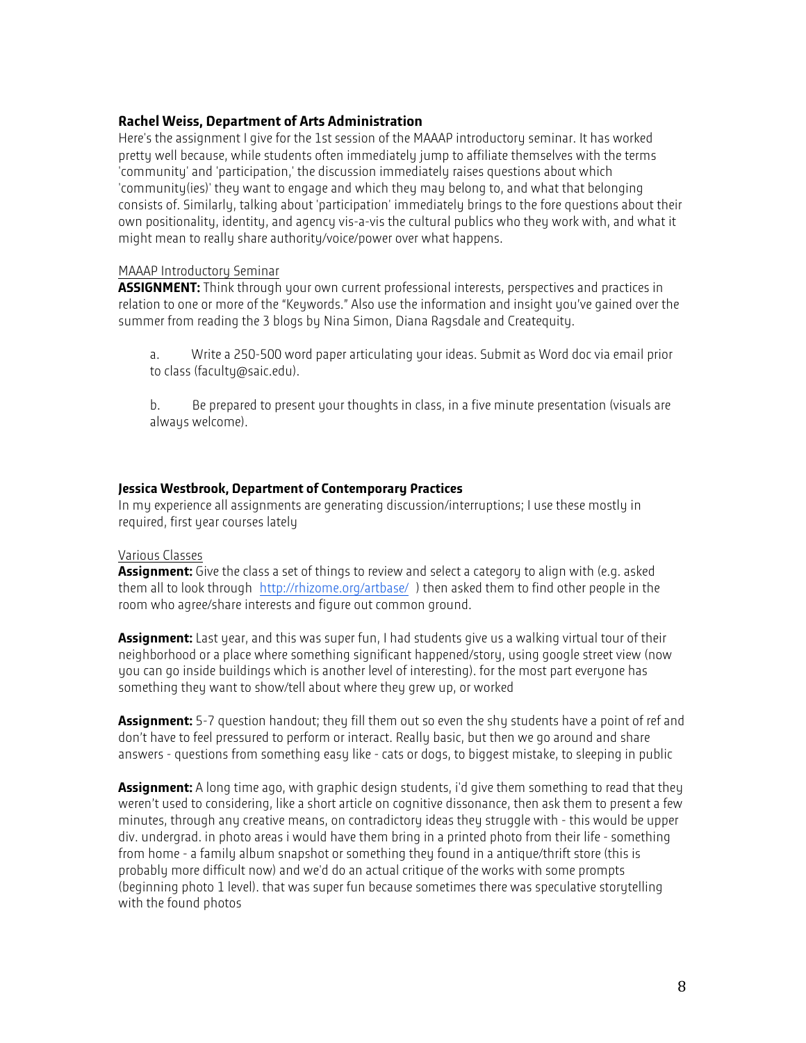**Rachel Weiss, Department of Arts Administration**

Here's the assignment I give for the 1st session of the MAAAP introductory seminar. It has worked pretty well because, while students often immediately jump to affiliate themselves with the terms 'community' and 'participation,' the discussion immediately raises questions about which 'community(ies)' they want to engage and which they may belong to, and what that belonging consists of. Similarly, talking about 'participation' immediately brings to the fore questions about their own positionality, identity, and agency vis-a-vis the cultural publics who they work with, and what it might mean to really share authority/voice/power over what happens.

MAAAP Introductory Seminar

**ASSIGNMENT:** Think through your own current professional interests, perspectives and practices in relation to one or more of the "Keywords." Also use the information and insight you've gained over the summer from reading the 3 blogs by Nina Simon, Diana Ragsdale and Createquity.

a. Write a 250-500 word paper articulating your ideas. Submit as Word doc via email prior to class (faculty@saic.edu).

b. Be prepared to present your thoughts in class, in a five minute presentation (visuals are always welcome).

**Jessica Westbrook, Department of Contemporary Practices**

In my experience all assignments are generating discussion/interruptions; I use these mostly in required, first year courses lately

Various Classes

**Assignment:** Give the class a set of things to review and select a category to align with (e.g. asked them all to look through http://rhizome.org/artbase/ ) then asked them to find other people in the room who agree/share interests and figure out common ground.

**Assignment:** Last year, and this was super fun, I had students give us a walking virtual tour of their neighborhood or a place where something significant happened/story, using google street view (now you can go inside buildings which is another level of interesting). for the most part everyone has something they want to show/tell about where they grew up, or worked

**Assignment:** 5-7 question handout; they fill them out so even the shy students have a point of ref and don't have to feel pressured to perform or interact. Really basic, but then we go around and share answers - questions from something easy like - cats or dogs, to biggest mistake, to sleeping in public

**Assignment:** A long time ago, with graphic design students, i'd give them something to read that they weren't used to considering, like a short article on cognitive dissonance, then ask them to present a few minutes, through any creative means, on contradictory ideas they struggle with - this would be upper div. undergrad. in photo areas i would have them bring in a printed photo from their life - something from home - a family album snapshot or something they found in a antique/thrift store (this is probably more difficult now) and we'd do an actual critique of the works with some prompts (beginning photo 1 level). that was super fun because sometimes there was speculative storytelling with the found photos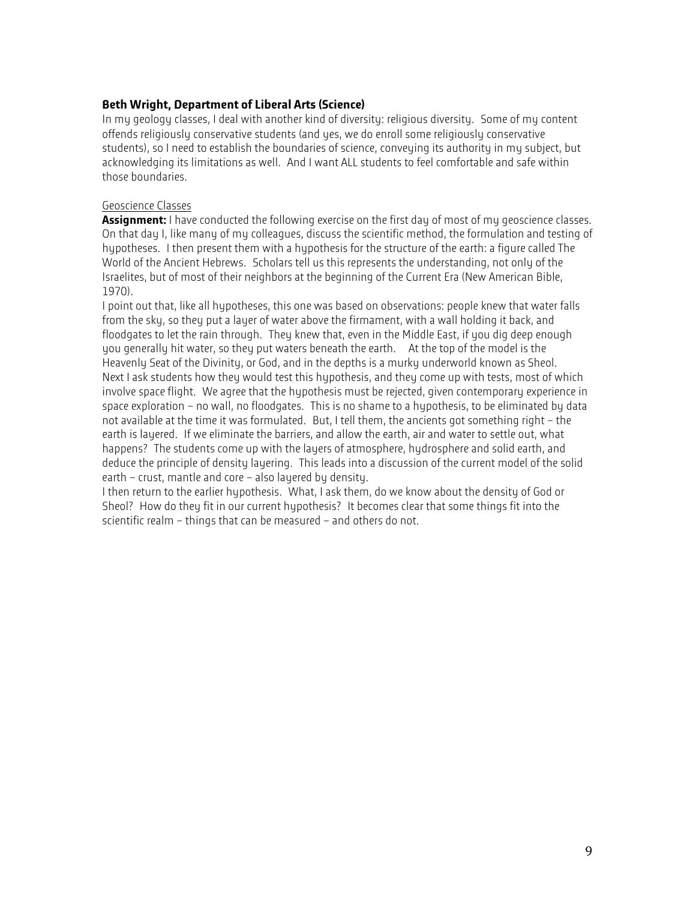### Beth Wright, Department of Liberal Arts (Science)

In my geology classes, I deal with another kind of diversity: religious diversity. Some of my content offends religiously conservative students (and yes, we do enroll some religiously conservative students), so I need to establish the boundaries of science, conveying its authority in my subject, but acknowledging its limitations as well. And I want ALL students to feel comfortable and safe within those boundaries.

<u>Geoscience Classes</u>

**Assignment:** I have conducted the following exercise on the first day of most of my geoscience classes. On that day I, like many of my colleagues, discuss the scientific method, the formulation and testing of hypotheses. I then present them with a hypothesis for the structure of the earth: a figure called The World of the Ancient Hebrews. Scholars tell us this represents the understanding, not only of the Israelites, but of most of their neighbors at the beginning of the Current Era (New American Bible, 1970).

I point out that, like all hypotheses, this one was based on observations: people knew that water falls from the sky, so they put a layer of water above the firmament, with a wall holding it back, and floodgates to let the rain through. They knew that, even in the Middle East, if you dig deep enough you generally hit water, so they put waters beneath the earth. At the top of the model is the Heavenly Seat of the Divinity, or God, and in the depths is a murky underworld known as Sheol.

Next I ask students how they would test this hypothesis, and they come up with tests, most of which involve space flight. We agree that the hypothesis must be rejected, given contemporary experience in space exploration – no wall, no floodgates. This is no shame to a hypothesis, to be eliminated by data not available at the time it was formulated. But, I tell them, the ancients got something right – the earth is layered. If we eliminate the barriers, and allow the earth, air and water to settle out, what happens? The students come up with the layers of atmosphere, hydrosphere and solid earth, and deduce the principle of density layering. This leads into a discussion of the current model of the solid earth – crust, mantle and core – also layered by density.

I then return to the earlier hypothesis. What, I ask them, do we know about the density of God or Sheol? How do they fit in our current hypothesis? It becomes clear that some things fit into the scientific realm – things that can be measured – and others do not.